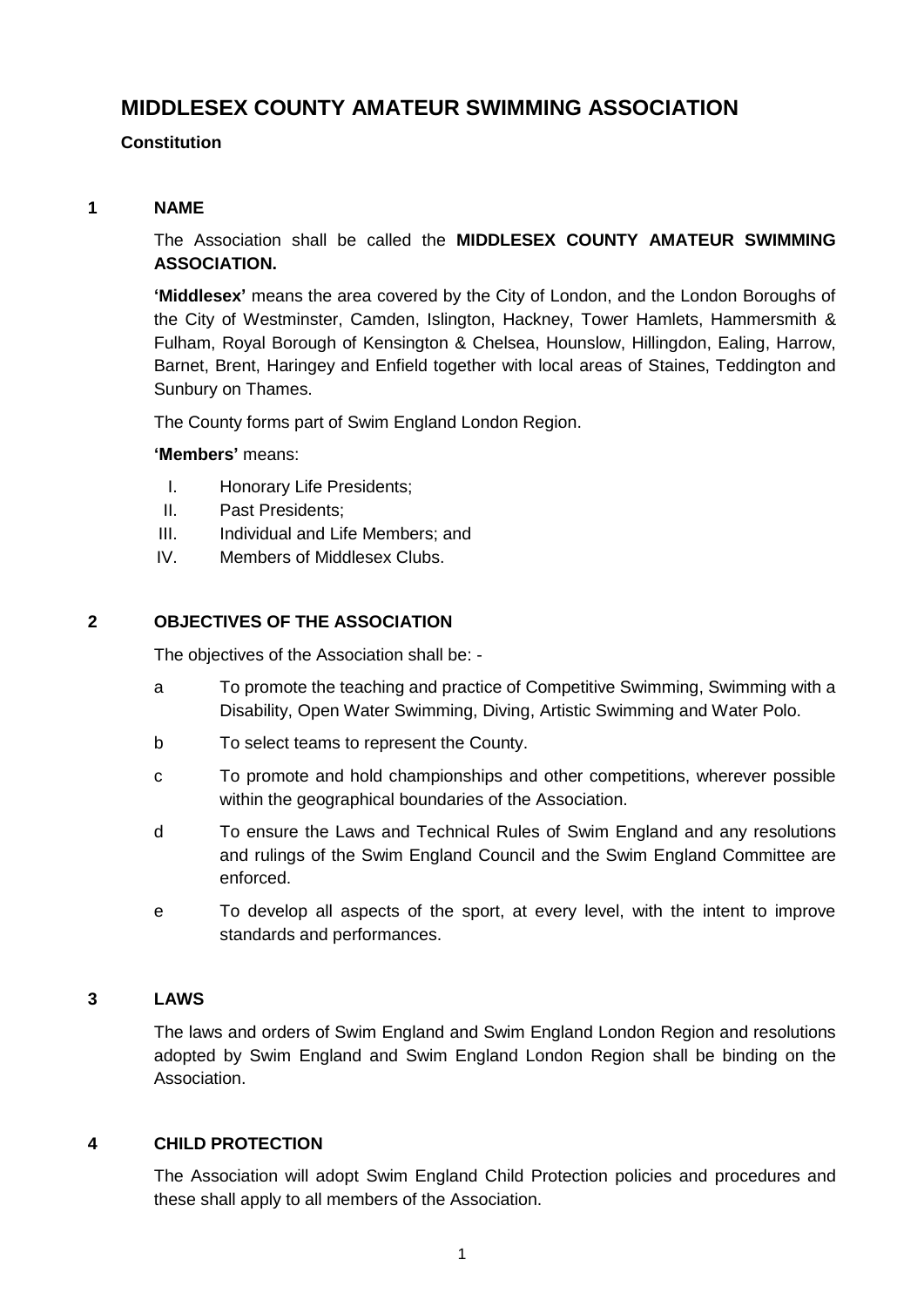# MIDDLESEX COUNTY AMATEUR SWIMMING ASSOCIATION

**Constitution**

## 1 NAME

The Association shall be called the **MIDDLESEX COUNTY AMATEUR SWIMMING ASSOCIATION.**

**'Middlesex'** means the area covered by the City of London, and the London Boroughs of the City of Westminster, Camden, Islington, Hackney, Tower Hamlets, Hammersmith & Fulham, Royal Borough of Kensington & Chelsea, Hounslow, Hillingdon, Ealing, Harrow, Barnet, Brent, Haringey and Enfield together with local areas of Staines, Teddington and Sunbury on Thames.

The County forms part of Swim England London Region.

**'Members'** means:

I. Honorary Life Presidents;
II. Past Presidents;
III. Individual and Life Members; and
IV. Members of Middlesex Clubs.

## 2 OBJECTIVES OF THE ASSOCIATION

The objectives of the Association shall be: -

a To promote the teaching and practice of Competitive Swimming, Swimming with a Disability, Open Water Swimming, Diving, Artistic Swimming and Water Polo.

b To select teams to represent the County.

c To promote and hold championships and other competitions, wherever possible within the geographical boundaries of the Association.

d To ensure the Laws and Technical Rules of Swim England and any resolutions and rulings of the Swim England Council and the Swim England Committee are enforced.

e To develop all aspects of the sport, at every level, with the intent to improve standards and performances.

## 3 LAWS

The laws and orders of Swim England and Swim England London Region and resolutions adopted by Swim England and Swim England London Region shall be binding on the Association.

## 4 CHILD PROTECTION

The Association will adopt Swim England Child Protection policies and procedures and these shall apply to all members of the Association.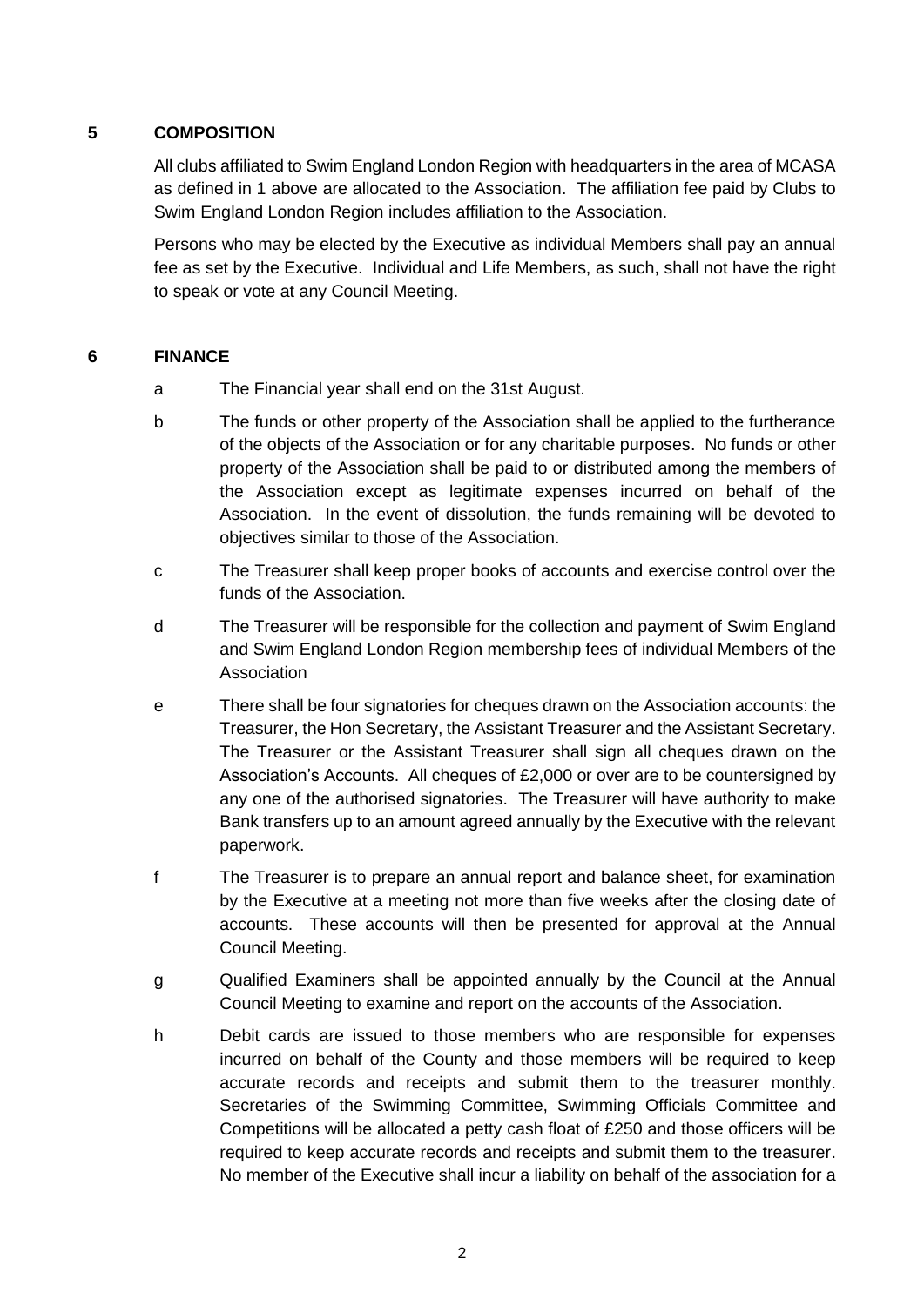## 5 COMPOSITION

All clubs affiliated to Swim England London Region with headquarters in the area of MCASA as defined in 1 above are allocated to the Association. The affiliation fee paid by Clubs to Swim England London Region includes affiliation to the Association.

Persons who may be elected by the Executive as individual Members shall pay an annual fee as set by the Executive. Individual and Life Members, as such, shall not have the right to speak or vote at any Council Meeting.

## 6 FINANCE

a The Financial year shall end on the 31st August.

b The funds or other property of the Association shall be applied to the furtherance of the objects of the Association or for any charitable purposes. No funds or other property of the Association shall be paid to or distributed among the members of the Association except as legitimate expenses incurred on behalf of the Association. In the event of dissolution, the funds remaining will be devoted to objectives similar to those of the Association.

c The Treasurer shall keep proper books of accounts and exercise control over the funds of the Association.

d The Treasurer will be responsible for the collection and payment of Swim England and Swim England London Region membership fees of individual Members of the Association

e There shall be four signatories for cheques drawn on the Association accounts: the Treasurer, the Hon Secretary, the Assistant Treasurer and the Assistant Secretary. The Treasurer or the Assistant Treasurer shall sign all cheques drawn on the Association's Accounts. All cheques of £2,000 or over are to be countersigned by any one of the authorised signatories. The Treasurer will have authority to make Bank transfers up to an amount agreed annually by the Executive with the relevant paperwork.

f The Treasurer is to prepare an annual report and balance sheet, for examination by the Executive at a meeting not more than five weeks after the closing date of accounts. These accounts will then be presented for approval at the Annual Council Meeting.

g Qualified Examiners shall be appointed annually by the Council at the Annual Council Meeting to examine and report on the accounts of the Association.

h Debit cards are issued to those members who are responsible for expenses incurred on behalf of the County and those members will be required to keep accurate records and receipts and submit them to the treasurer monthly. Secretaries of the Swimming Committee, Swimming Officials Committee and Competitions will be allocated a petty cash float of £250 and those officers will be required to keep accurate records and receipts and submit them to the treasurer. No member of the Executive shall incur a liability on behalf of the association for a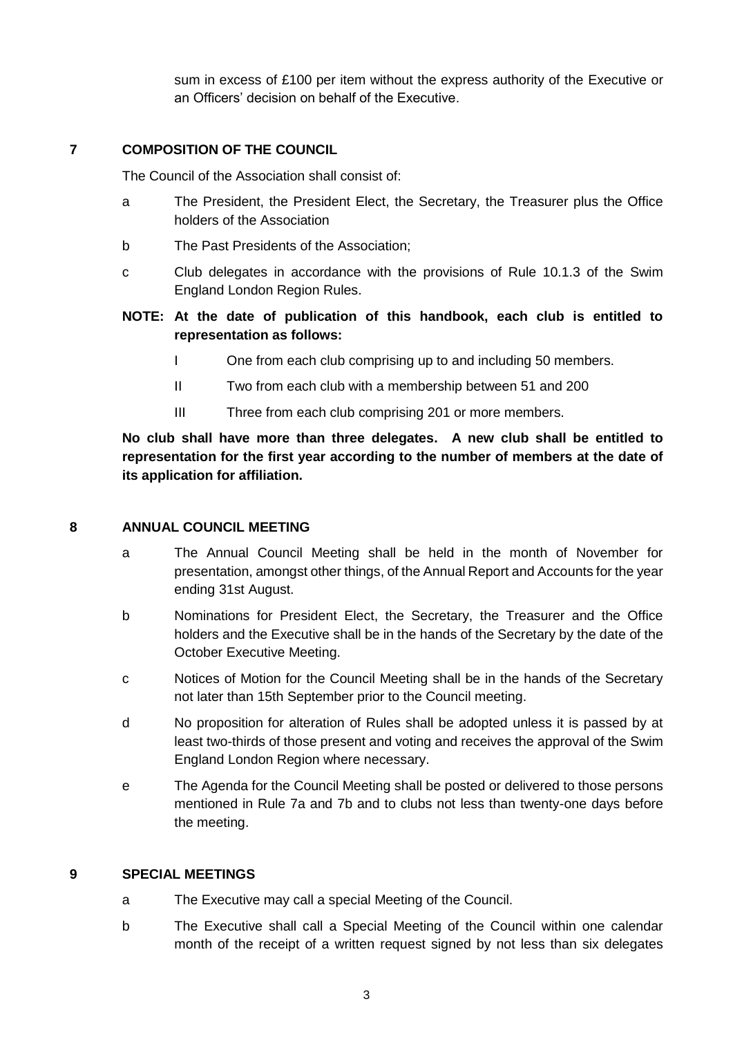sum in excess of £100 per item without the express authority of the Executive or an Officers' decision on behalf of the Executive.

## 7 COMPOSITION OF THE COUNCIL

The Council of the Association shall consist of:

- a The President, the President Elect, the Secretary, the Treasurer plus the Office holders of the Association
- b The Past Presidents of the Association;
- c Club delegates in accordance with the provisions of Rule 10.1.3 of the Swim England London Region Rules.

**NOTE: At the date of publication of this handbook, each club is entitled to representation as follows:**

- I One from each club comprising up to and including 50 members.
- II Two from each club with a membership between 51 and 200
- III Three from each club comprising 201 or more members.

**No club shall have more than three delegates. A new club shall be entitled to representation for the first year according to the number of members at the date of its application for affiliation.**

## 8 ANNUAL COUNCIL MEETING

- a The Annual Council Meeting shall be held in the month of November for presentation, amongst other things, of the Annual Report and Accounts for the year ending 31st August.
- b Nominations for President Elect, the Secretary, the Treasurer and the Office holders and the Executive shall be in the hands of the Secretary by the date of the October Executive Meeting.
- c Notices of Motion for the Council Meeting shall be in the hands of the Secretary not later than 15th September prior to the Council meeting.
- d No proposition for alteration of Rules shall be adopted unless it is passed by at least two-thirds of those present and voting and receives the approval of the Swim England London Region where necessary.
- e The Agenda for the Council Meeting shall be posted or delivered to those persons mentioned in Rule 7a and 7b and to clubs not less than twenty-one days before the meeting.

## 9 SPECIAL MEETINGS

- a The Executive may call a special Meeting of the Council.
- b The Executive shall call a Special Meeting of the Council within one calendar month of the receipt of a written request signed by not less than six delegates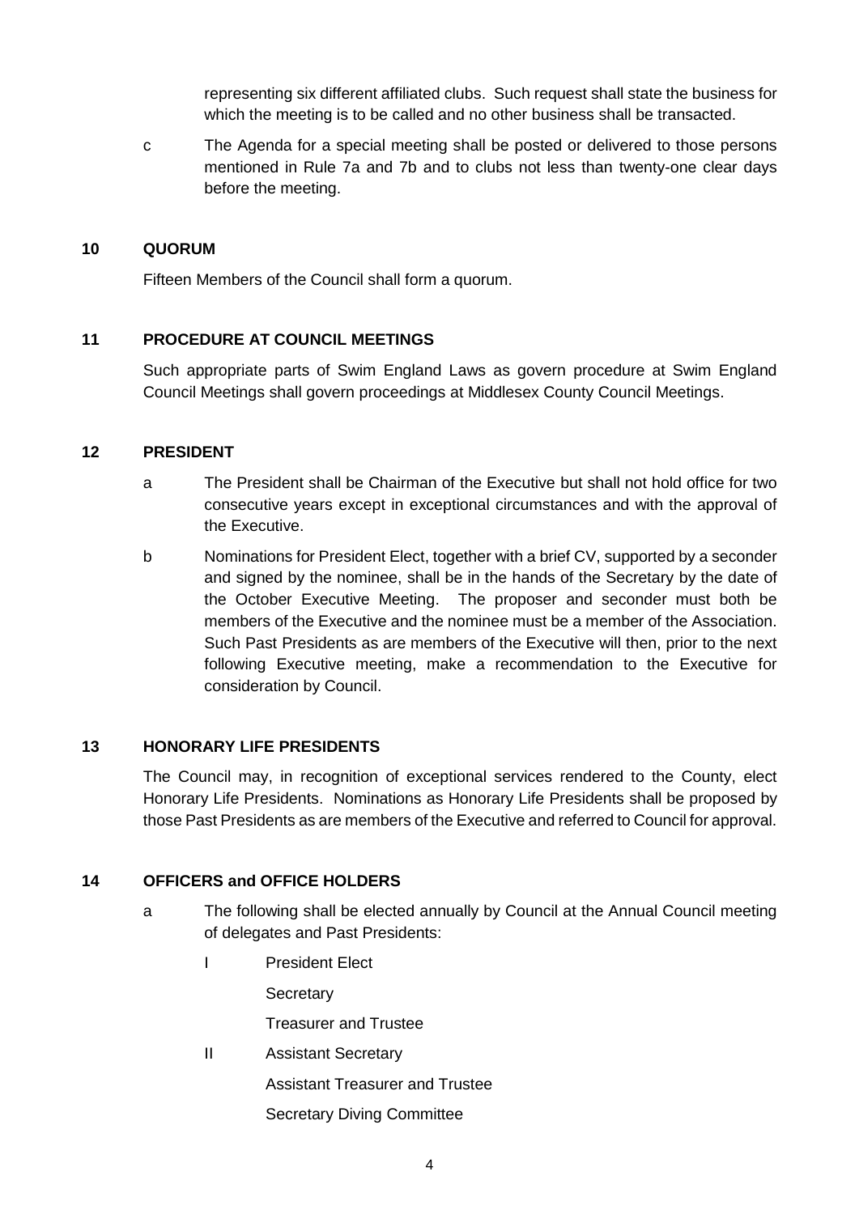representing six different affiliated clubs. Such request shall state the business for which the meeting is to be called and no other business shall be transacted.

c The Agenda for a special meeting shall be posted or delivered to those persons mentioned in Rule 7a and 7b and to clubs not less than twenty-one clear days before the meeting.

## 10 QUORUM

Fifteen Members of the Council shall form a quorum.

## 11 PROCEDURE AT COUNCIL MEETINGS

Such appropriate parts of Swim England Laws as govern procedure at Swim England Council Meetings shall govern proceedings at Middlesex County Council Meetings.

## 12 PRESIDENT

a The President shall be Chairman of the Executive but shall not hold office for two consecutive years except in exceptional circumstances and with the approval of the Executive.

b Nominations for President Elect, together with a brief CV, supported by a seconder and signed by the nominee, shall be in the hands of the Secretary by the date of the October Executive Meeting. The proposer and seconder must both be members of the Executive and the nominee must be a member of the Association. Such Past Presidents as are members of the Executive will then, prior to the next following Executive meeting, make a recommendation to the Executive for consideration by Council.

## 13 HONORARY LIFE PRESIDENTS

The Council may, in recognition of exceptional services rendered to the County, elect Honorary Life Presidents. Nominations as Honorary Life Presidents shall be proposed by those Past Presidents as are members of the Executive and referred to Council for approval.

## 14 OFFICERS and OFFICE HOLDERS

a The following shall be elected annually by Council at the Annual Council meeting of delegates and Past Presidents:

I President Elect

Secretary

Treasurer and Trustee

II Assistant Secretary

Assistant Treasurer and Trustee

Secretary Diving Committee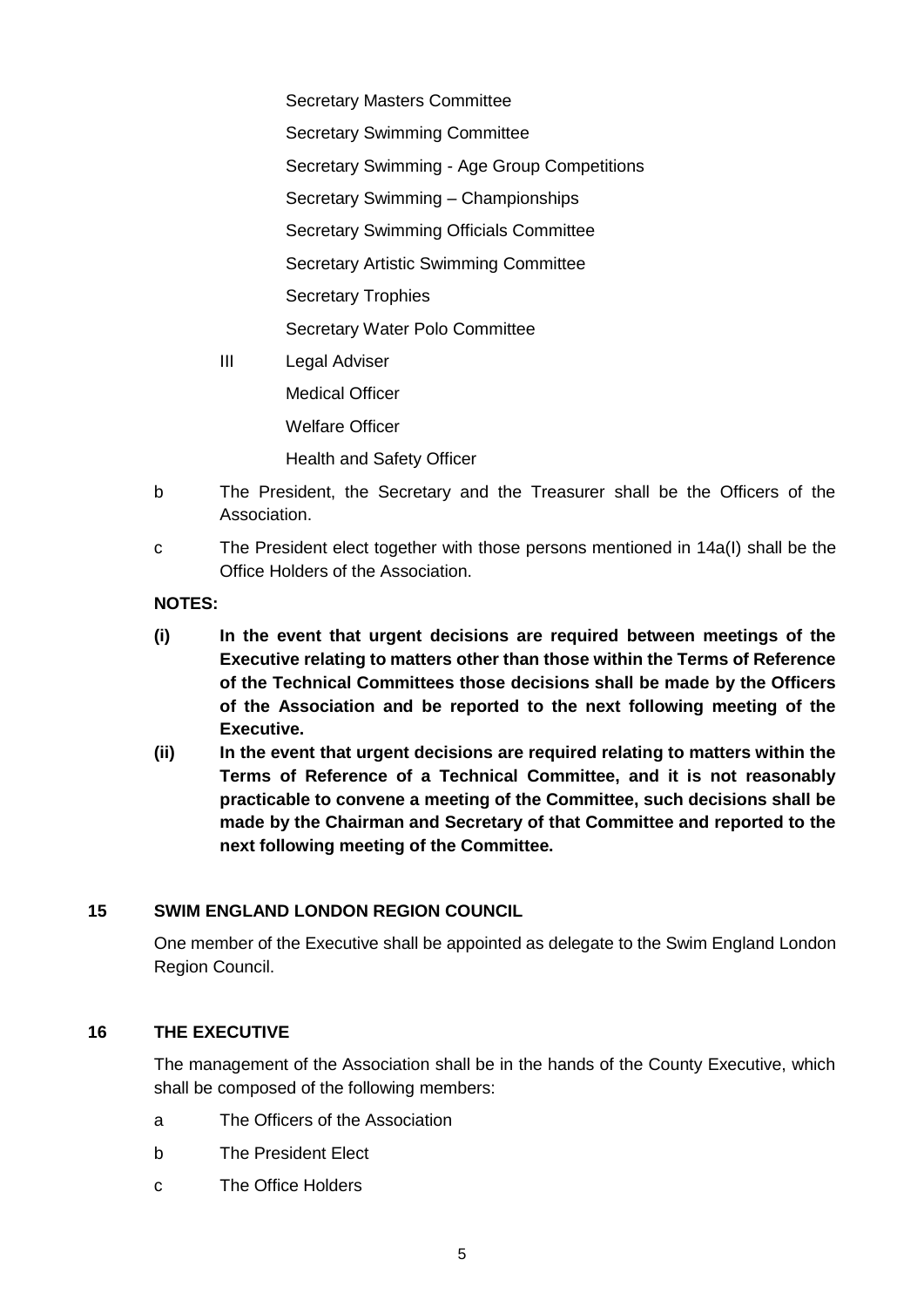Secretary Masters Committee

Secretary Swimming Committee

Secretary Swimming - Age Group Competitions

Secretary Swimming – Championships

Secretary Swimming Officials Committee

Secretary Artistic Swimming Committee

Secretary Trophies

Secretary Water Polo Committee

III Legal Adviser

Medical Officer

Welfare Officer

Health and Safety Officer

b The President, the Secretary and the Treasurer shall be the Officers of the Association.

c The President elect together with those persons mentioned in 14a(I) shall be the Office Holders of the Association.

**NOTES:**

**(i) In the event that urgent decisions are required between meetings of the Executive relating to matters other than those within the Terms of Reference of the Technical Committees those decisions shall be made by the Officers of the Association and be reported to the next following meeting of the Executive.**

**(ii) In the event that urgent decisions are required relating to matters within the Terms of Reference of a Technical Committee, and it is not reasonably practicable to convene a meeting of the Committee, such decisions shall be made by the Chairman and Secretary of that Committee and reported to the next following meeting of the Committee.**

## 15 SWIM ENGLAND LONDON REGION COUNCIL

One member of the Executive shall be appointed as delegate to the Swim England London Region Council.

## 16 THE EXECUTIVE

The management of the Association shall be in the hands of the County Executive, which shall be composed of the following members:

a The Officers of the Association

b The President Elect

c The Office Holders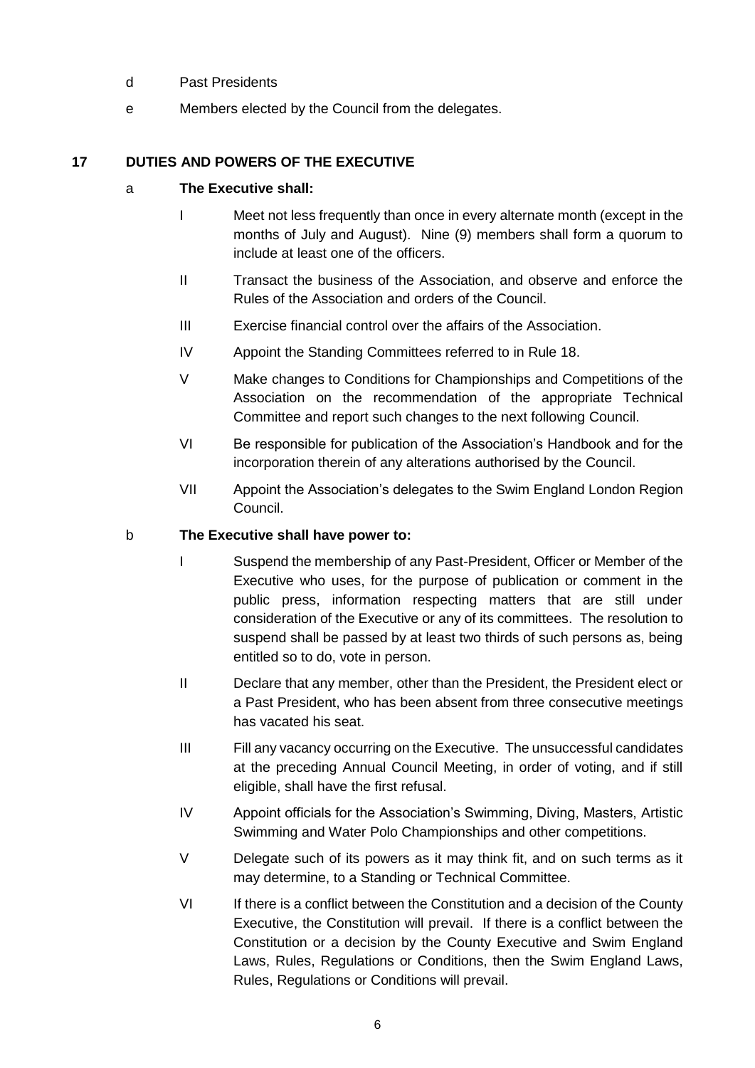d Past Presidents

e Members elected by the Council from the delegates.

## 17 DUTIES AND POWERS OF THE EXECUTIVE

a **The Executive shall:**

I Meet not less frequently than once in every alternate month (except in the months of July and August). Nine (9) members shall form a quorum to include at least one of the officers.

II Transact the business of the Association, and observe and enforce the Rules of the Association and orders of the Council.

III Exercise financial control over the affairs of the Association.

IV Appoint the Standing Committees referred to in Rule 18.

V Make changes to Conditions for Championships and Competitions of the Association on the recommendation of the appropriate Technical Committee and report such changes to the next following Council.

VI Be responsible for publication of the Association's Handbook and for the incorporation therein of any alterations authorised by the Council.

VII Appoint the Association's delegates to the Swim England London Region Council.

b **The Executive shall have power to:**

I Suspend the membership of any Past-President, Officer or Member of the Executive who uses, for the purpose of publication or comment in the public press, information respecting matters that are still under consideration of the Executive or any of its committees. The resolution to suspend shall be passed by at least two thirds of such persons as, being entitled so to do, vote in person.

II Declare that any member, other than the President, the President elect or a Past President, who has been absent from three consecutive meetings has vacated his seat.

III Fill any vacancy occurring on the Executive. The unsuccessful candidates at the preceding Annual Council Meeting, in order of voting, and if still eligible, shall have the first refusal.

IV Appoint officials for the Association's Swimming, Diving, Masters, Artistic Swimming and Water Polo Championships and other competitions.

V Delegate such of its powers as it may think fit, and on such terms as it may determine, to a Standing or Technical Committee.

VI If there is a conflict between the Constitution and a decision of the County Executive, the Constitution will prevail. If there is a conflict between the Constitution or a decision by the County Executive and Swim England Laws, Rules, Regulations or Conditions, then the Swim England Laws, Rules, Regulations or Conditions will prevail.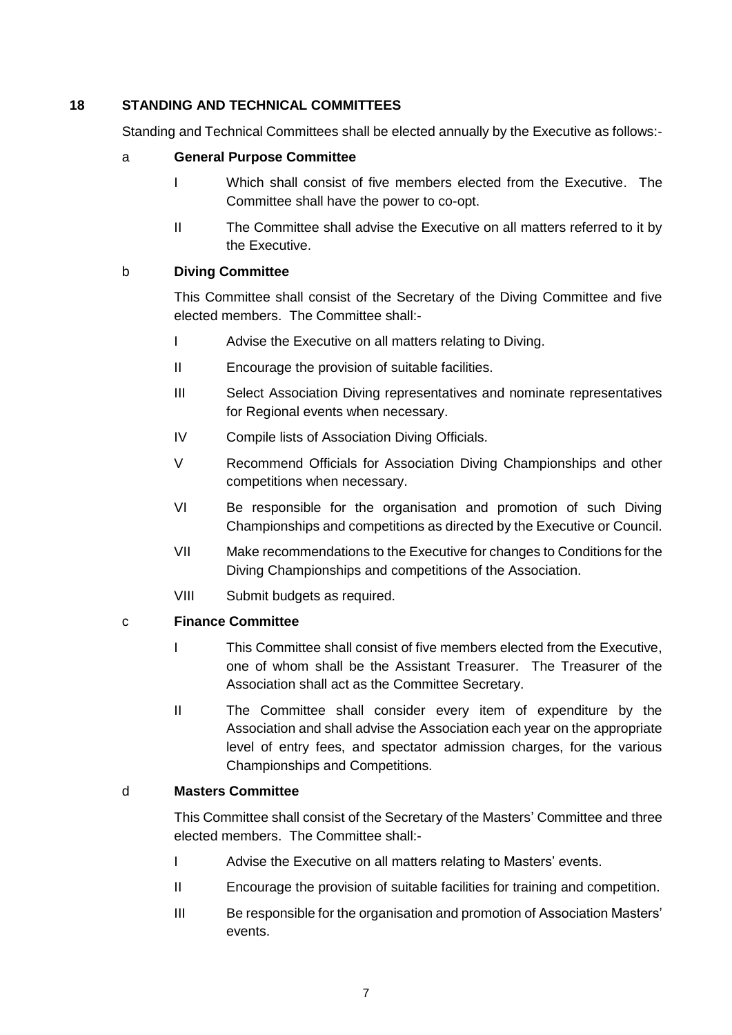## 18 STANDING AND TECHNICAL COMMITTEES

Standing and Technical Committees shall be elected annually by the Executive as follows:-

### a General Purpose Committee

I Which shall consist of five members elected from the Executive. The Committee shall have the power to co-opt.

II The Committee shall advise the Executive on all matters referred to it by the Executive.

### b Diving Committee

This Committee shall consist of the Secretary of the Diving Committee and five elected members. The Committee shall:-

I Advise the Executive on all matters relating to Diving.

II Encourage the provision of suitable facilities.

III Select Association Diving representatives and nominate representatives for Regional events when necessary.

IV Compile lists of Association Diving Officials.

V Recommend Officials for Association Diving Championships and other competitions when necessary.

VI Be responsible for the organisation and promotion of such Diving Championships and competitions as directed by the Executive or Council.

VII Make recommendations to the Executive for changes to Conditions for the Diving Championships and competitions of the Association.

VIII Submit budgets as required.

### c Finance Committee

I This Committee shall consist of five members elected from the Executive, one of whom shall be the Assistant Treasurer. The Treasurer of the Association shall act as the Committee Secretary.

II The Committee shall consider every item of expenditure by the Association and shall advise the Association each year on the appropriate level of entry fees, and spectator admission charges, for the various Championships and Competitions.

### d Masters Committee

This Committee shall consist of the Secretary of the Masters' Committee and three elected members. The Committee shall:-

I Advise the Executive on all matters relating to Masters' events.

II Encourage the provision of suitable facilities for training and competition.

III Be responsible for the organisation and promotion of Association Masters' events.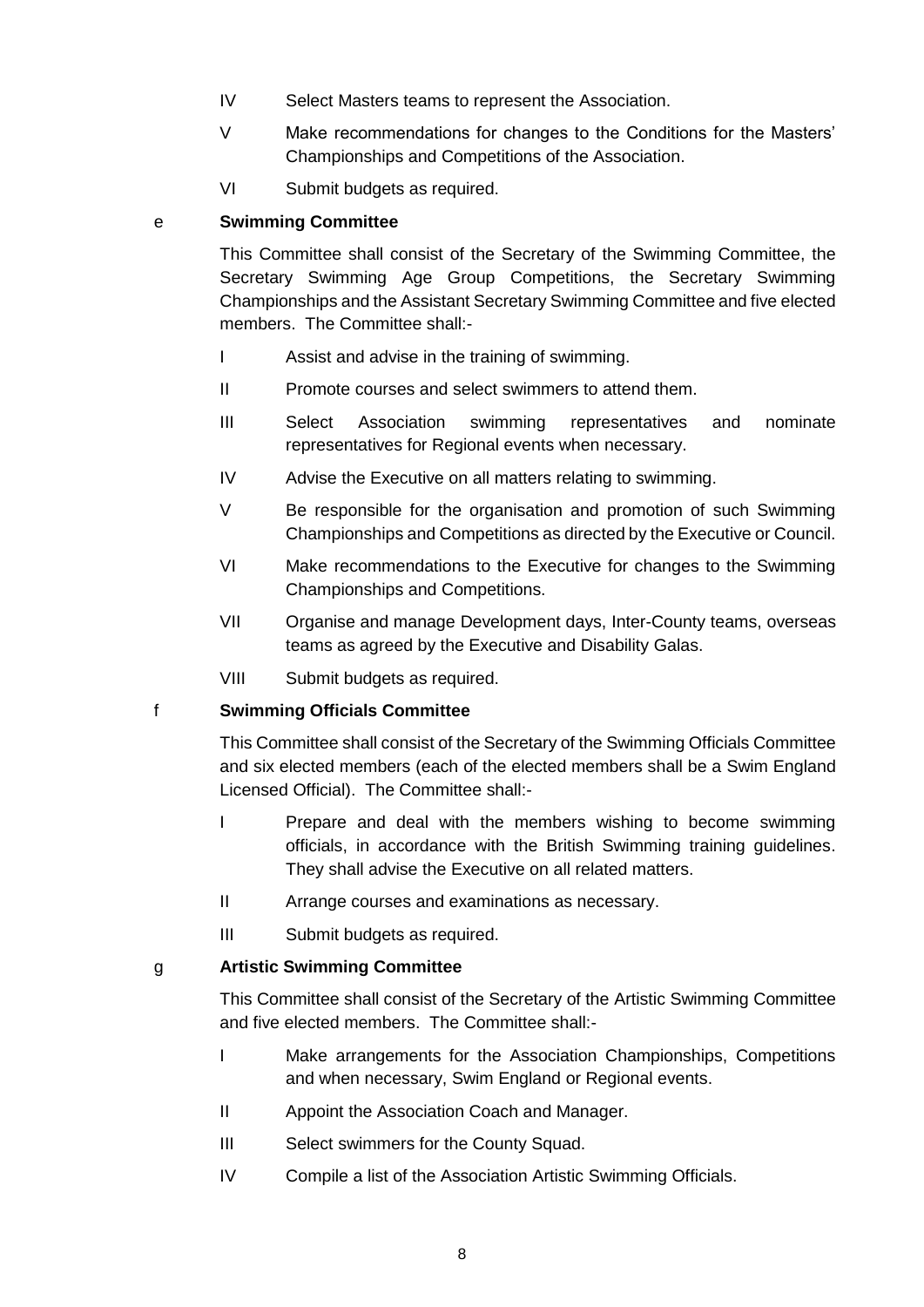IV Select Masters teams to represent the Association.

V Make recommendations for changes to the Conditions for the Masters' Championships and Competitions of the Association.

VI Submit budgets as required.

e **Swimming Committee**

This Committee shall consist of the Secretary of the Swimming Committee, the Secretary Swimming Age Group Competitions, the Secretary Swimming Championships and the Assistant Secretary Swimming Committee and five elected members. The Committee shall:-

I Assist and advise in the training of swimming.

II Promote courses and select swimmers to attend them.

III Select Association swimming representatives and nominate representatives for Regional events when necessary.

IV Advise the Executive on all matters relating to swimming.

V Be responsible for the organisation and promotion of such Swimming Championships and Competitions as directed by the Executive or Council.

VI Make recommendations to the Executive for changes to the Swimming Championships and Competitions.

VII Organise and manage Development days, Inter-County teams, overseas teams as agreed by the Executive and Disability Galas.

VIII Submit budgets as required.

f **Swimming Officials Committee**

This Committee shall consist of the Secretary of the Swimming Officials Committee and six elected members (each of the elected members shall be a Swim England Licensed Official). The Committee shall:-

I Prepare and deal with the members wishing to become swimming officials, in accordance with the British Swimming training guidelines. They shall advise the Executive on all related matters.

II Arrange courses and examinations as necessary.

III Submit budgets as required.

g **Artistic Swimming Committee**

This Committee shall consist of the Secretary of the Artistic Swimming Committee and five elected members. The Committee shall:-

I Make arrangements for the Association Championships, Competitions and when necessary, Swim England or Regional events.

II Appoint the Association Coach and Manager.

III Select swimmers for the County Squad.

IV Compile a list of the Association Artistic Swimming Officials.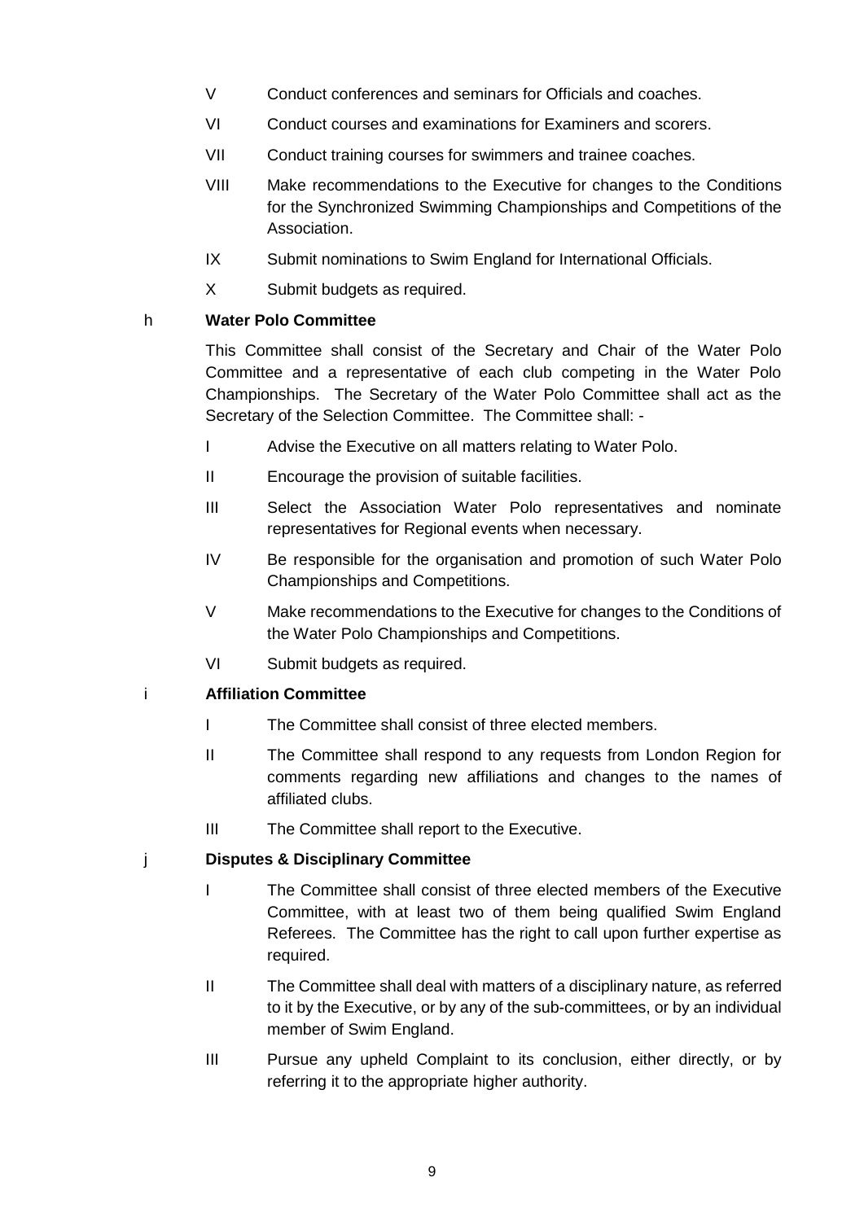V Conduct conferences and seminars for Officials and coaches.

VI Conduct courses and examinations for Examiners and scorers.

VII Conduct training courses for swimmers and trainee coaches.

VIII Make recommendations to the Executive for changes to the Conditions for the Synchronized Swimming Championships and Competitions of the Association.

IX Submit nominations to Swim England for International Officials.

X Submit budgets as required.

h **Water Polo Committee**

This Committee shall consist of the Secretary and Chair of the Water Polo Committee and a representative of each club competing in the Water Polo Championships. The Secretary of the Water Polo Committee shall act as the Secretary of the Selection Committee. The Committee shall: -

I Advise the Executive on all matters relating to Water Polo.

II Encourage the provision of suitable facilities.

III Select the Association Water Polo representatives and nominate representatives for Regional events when necessary.

IV Be responsible for the organisation and promotion of such Water Polo Championships and Competitions.

V Make recommendations to the Executive for changes to the Conditions of the Water Polo Championships and Competitions.

VI Submit budgets as required.

i **Affiliation Committee**

I The Committee shall consist of three elected members.

II The Committee shall respond to any requests from London Region for comments regarding new affiliations and changes to the names of affiliated clubs.

III The Committee shall report to the Executive.

j **Disputes & Disciplinary Committee**

I The Committee shall consist of three elected members of the Executive Committee, with at least two of them being qualified Swim England Referees. The Committee has the right to call upon further expertise as required.

II The Committee shall deal with matters of a disciplinary nature, as referred to it by the Executive, or by any of the sub-committees, or by an individual member of Swim England.

III Pursue any upheld Complaint to its conclusion, either directly, or by referring it to the appropriate higher authority.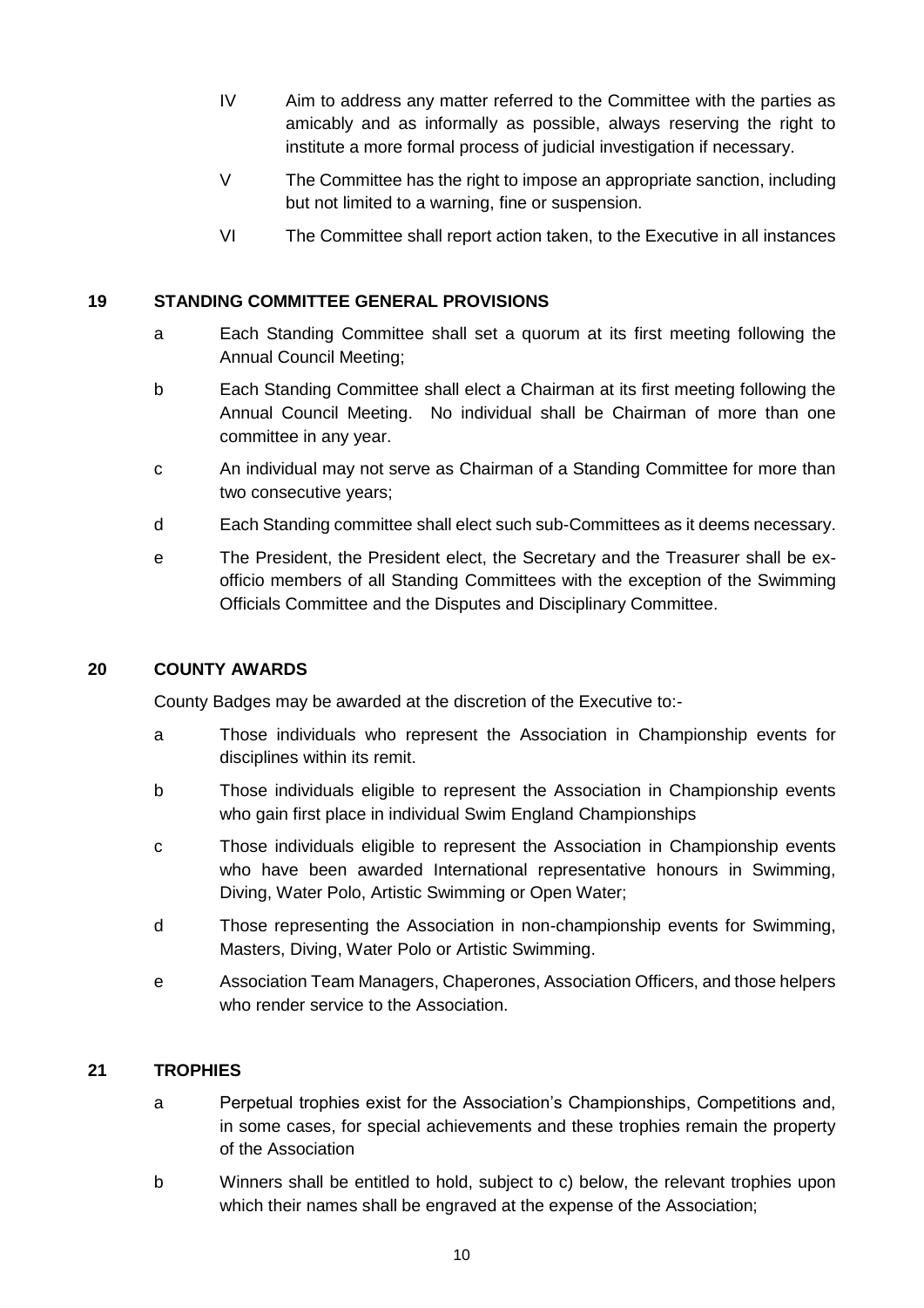IV Aim to address any matter referred to the Committee with the parties as amicably and as informally as possible, always reserving the right to institute a more formal process of judicial investigation if necessary.

V The Committee has the right to impose an appropriate sanction, including but not limited to a warning, fine or suspension.

VI The Committee shall report action taken, to the Executive in all instances

## 19 STANDING COMMITTEE GENERAL PROVISIONS

a Each Standing Committee shall set a quorum at its first meeting following the Annual Council Meeting;

b Each Standing Committee shall elect a Chairman at its first meeting following the Annual Council Meeting. No individual shall be Chairman of more than one committee in any year.

c An individual may not serve as Chairman of a Standing Committee for more than two consecutive years;

d Each Standing committee shall elect such sub-Committees as it deems necessary.

e The President, the President elect, the Secretary and the Treasurer shall be ex-officio members of all Standing Committees with the exception of the Swimming Officials Committee and the Disputes and Disciplinary Committee.

## 20 COUNTY AWARDS

County Badges may be awarded at the discretion of the Executive to:-

a Those individuals who represent the Association in Championship events for disciplines within its remit.

b Those individuals eligible to represent the Association in Championship events who gain first place in individual Swim England Championships

c Those individuals eligible to represent the Association in Championship events who have been awarded International representative honours in Swimming, Diving, Water Polo, Artistic Swimming or Open Water;

d Those representing the Association in non-championship events for Swimming, Masters, Diving, Water Polo or Artistic Swimming.

e Association Team Managers, Chaperones, Association Officers, and those helpers who render service to the Association.

## 21 TROPHIES

a Perpetual trophies exist for the Association's Championships, Competitions and, in some cases, for special achievements and these trophies remain the property of the Association

b Winners shall be entitled to hold, subject to c) below, the relevant trophies upon which their names shall be engraved at the expense of the Association;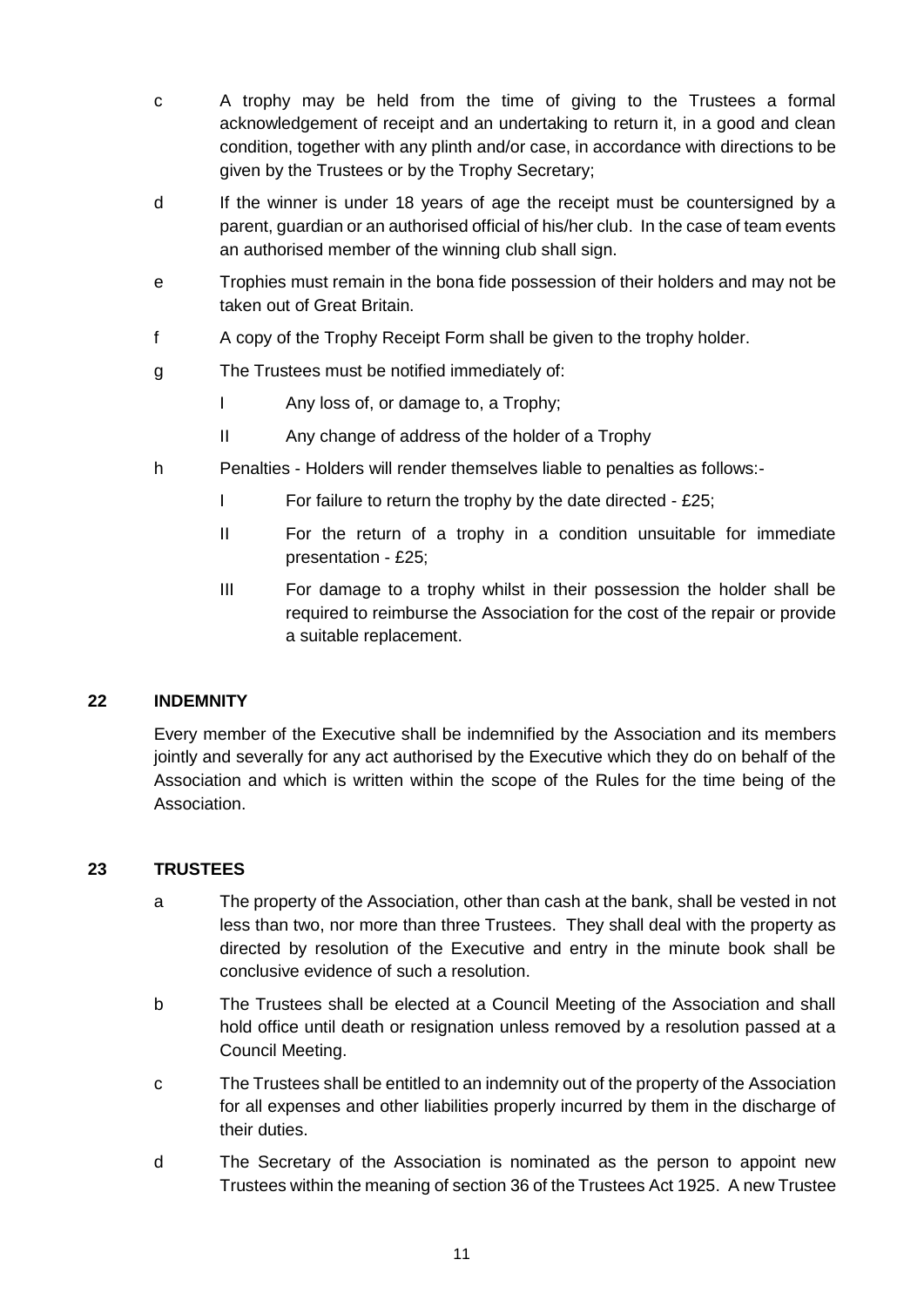c A trophy may be held from the time of giving to the Trustees a formal acknowledgement of receipt and an undertaking to return it, in a good and clean condition, together with any plinth and/or case, in accordance with directions to be given by the Trustees or by the Trophy Secretary;

d If the winner is under 18 years of age the receipt must be countersigned by a parent, guardian or an authorised official of his/her club. In the case of team events an authorised member of the winning club shall sign.

e Trophies must remain in the bona fide possession of their holders and may not be taken out of Great Britain.

f A copy of the Trophy Receipt Form shall be given to the trophy holder.

g The Trustees must be notified immediately of:

   I Any loss of, or damage to, a Trophy;

   II Any change of address of the holder of a Trophy

h Penalties - Holders will render themselves liable to penalties as follows:-

   I For failure to return the trophy by the date directed - £25;

   II For the return of a trophy in a condition unsuitable for immediate presentation - £25;

   III For damage to a trophy whilst in their possession the holder shall be required to reimburse the Association for the cost of the repair or provide a suitable replacement.

## 22 INDEMNITY

Every member of the Executive shall be indemnified by the Association and its members jointly and severally for any act authorised by the Executive which they do on behalf of the Association and which is written within the scope of the Rules for the time being of the Association.

## 23 TRUSTEES

a The property of the Association, other than cash at the bank, shall be vested in not less than two, nor more than three Trustees. They shall deal with the property as directed by resolution of the Executive and entry in the minute book shall be conclusive evidence of such a resolution.

b The Trustees shall be elected at a Council Meeting of the Association and shall hold office until death or resignation unless removed by a resolution passed at a Council Meeting.

c The Trustees shall be entitled to an indemnity out of the property of the Association for all expenses and other liabilities properly incurred by them in the discharge of their duties.

d The Secretary of the Association is nominated as the person to appoint new Trustees within the meaning of section 36 of the Trustees Act 1925. A new Trustee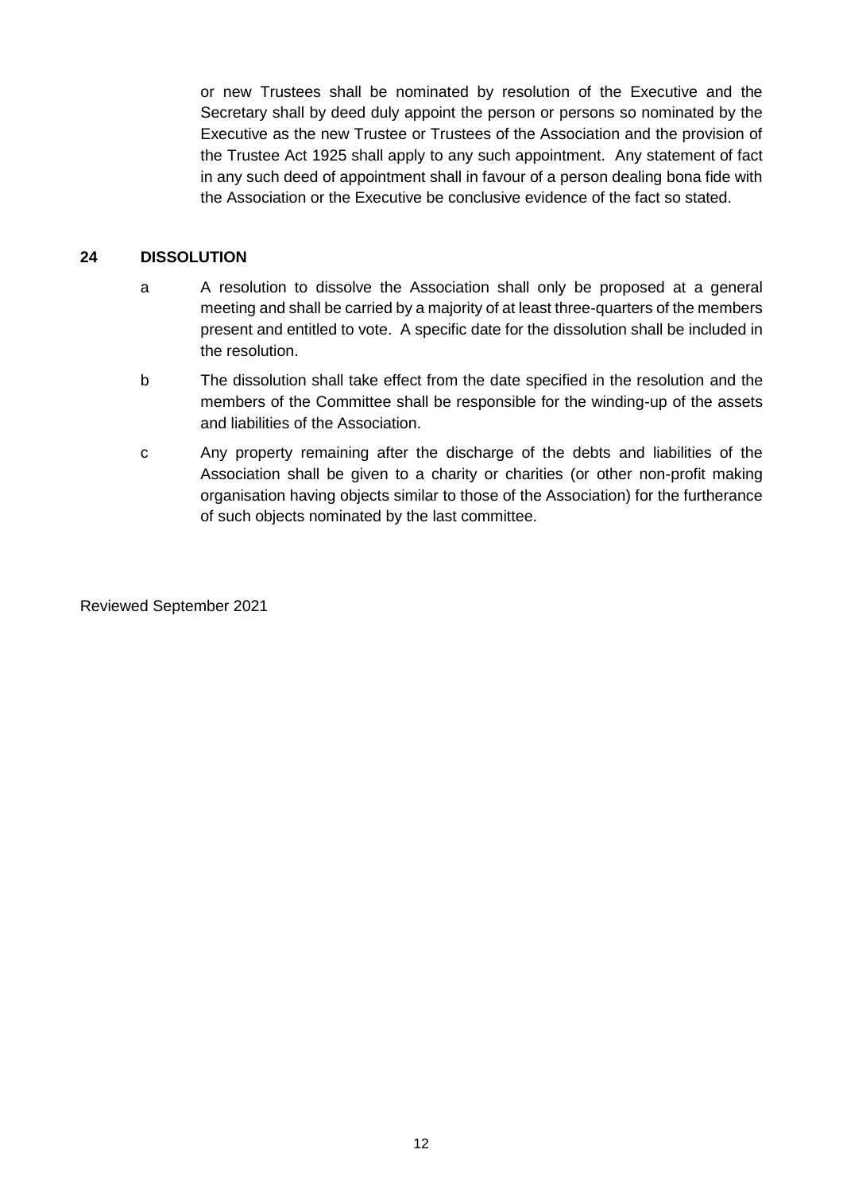or new Trustees shall be nominated by resolution of the Executive and the Secretary shall by deed duly appoint the person or persons so nominated by the Executive as the new Trustee or Trustees of the Association and the provision of the Trustee Act 1925 shall apply to any such appointment. Any statement of fact in any such deed of appointment shall in favour of a person dealing bona fide with the Association or the Executive be conclusive evidence of the fact so stated.

## 24 DISSOLUTION

a A resolution to dissolve the Association shall only be proposed at a general meeting and shall be carried by a majority of at least three-quarters of the members present and entitled to vote. A specific date for the dissolution shall be included in the resolution.

b The dissolution shall take effect from the date specified in the resolution and the members of the Committee shall be responsible for the winding-up of the assets and liabilities of the Association.

c Any property remaining after the discharge of the debts and liabilities of the Association shall be given to a charity or charities (or other non-profit making organisation having objects similar to those of the Association) for the furtherance of such objects nominated by the last committee.

Reviewed September 2021